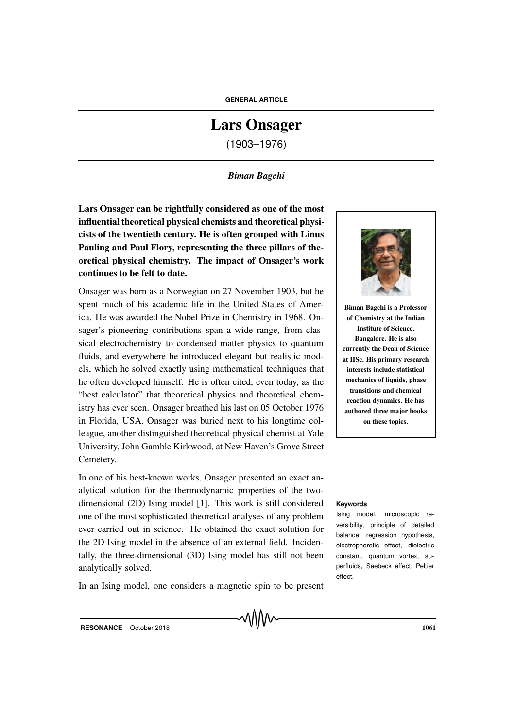GENERAL ARTICLE

# Lars Onsager

(1903–1976)

*Biman Bagchi*

**Lars Onsager can be rightfully considered as one of the most influential theoretical physical chemists and theoretical physicists of the twentieth century. He is often grouped with Linus Pauling and Paul Flory, representing the three pillars of theoretical physical chemistry. The impact of Onsager's work continues to be felt to date.**

Onsager was born as a Norwegian on 27 November 1903, but he spent much of his academic life in the United States of America. He was awarded the Nobel Prize in Chemistry in 1968. Onsager's pioneering contributions span a wide range, from classical electrochemistry to condensed matter physics to quantum fluids, and everywhere he introduced elegant but realistic models, which he solved exactly using mathematical techniques that he often developed himself. He is often cited, even today, as the "best calculator" that theoretical physics and theoretical chemistry has ever seen. Onsager breathed his last on 05 October 1976 in Florida, USA. Onsager was buried next to his longtime colleague, another distinguished theoretical physical chemist at Yale University, John Gamble Kirkwood, at New Haven's Grove Street Cemetery.

**Biman Bagchi is a Professor of Chemistry at the Indian Institute of Science, Bangalore. He is also currently the Dean of Science at IISc. His primary research interests include statistical mechanics of liquids, phase transitions and chemical reaction dynamics. He has authored three major books on these topics.**

In one of his best-known works, Onsager presented an exact analytical solution for the thermodynamic properties of the two-dimensional (2D) Ising model [1]. This work is still considered one of the most sophisticated theoretical analyses of any problem ever carried out in science. He obtained the exact solution for the 2D Ising model in the absence of an external field. Incidentally, the three-dimensional (3D) Ising model has still not been analytically solved.

**Keywords**

Ising model, microscopic reversibility, principle of detailed balance, regression hypothesis, electrophoretic effect, dielectric constant, quantum vortex, superfluids, Seebeck effect, Peltier effect.

In an Ising model, one considers a magnetic spin to be present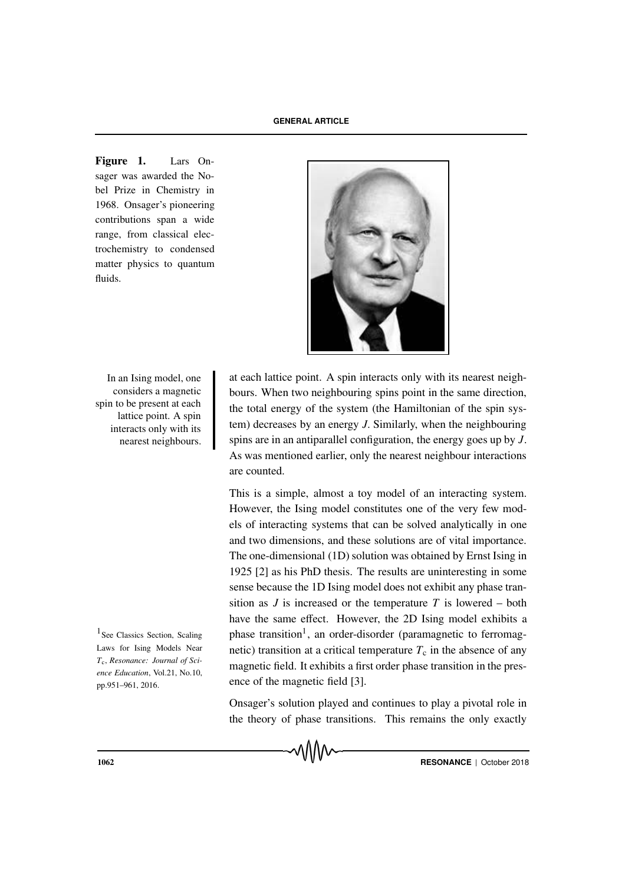**Figure 1.** Lars Onsager was awarded the Nobel Prize in Chemistry in 1968. Onsager's pioneering contributions span a wide range, from classical electrochemistry to condensed matter physics to quantum fluids.

In an Ising model, one considers a magnetic spin to be present at each lattice point. A spin interacts only with its nearest neighbours.

at each lattice point. A spin interacts only with its nearest neighbours. When two neighbouring spins point in the same direction, the total energy of the system (the Hamiltonian of the spin system) decreases by an energy $J$. Similarly, when the neighbouring spins are in an antiparallel configuration, the energy goes up by $J$. As was mentioned earlier, only the nearest neighbour interactions are counted.

This is a simple, almost a toy model of an interacting system. However, the Ising model constitutes one of the very few models of interacting systems that can be solved analytically in one and two dimensions, and these solutions are of vital importance. The one-dimensional (1D) solution was obtained by Ernst Ising in 1925 [2] as his PhD thesis. The results are uninteresting in some sense because the 1D Ising model does not exhibit any phase transition as $J$ is increased or the temperature $T$ is lowered – both have the same effect. However, the 2D Ising model exhibits a phase transition[1], an order-disorder (paramagnetic to ferromagnetic) transition at a critical temperature $T_c$ in the absence of any magnetic field. It exhibits a first order phase transition in the presence of the magnetic field [3].

[1] See Classics Section, Scaling Laws for Ising Models Near $T_c$, *Resonance: Journal of Science Education*, Vol.21, No.10, pp.951–961, 2016.

Onsager's solution played and continues to play a pivotal role in the theory of phase transitions. This remains the only exactly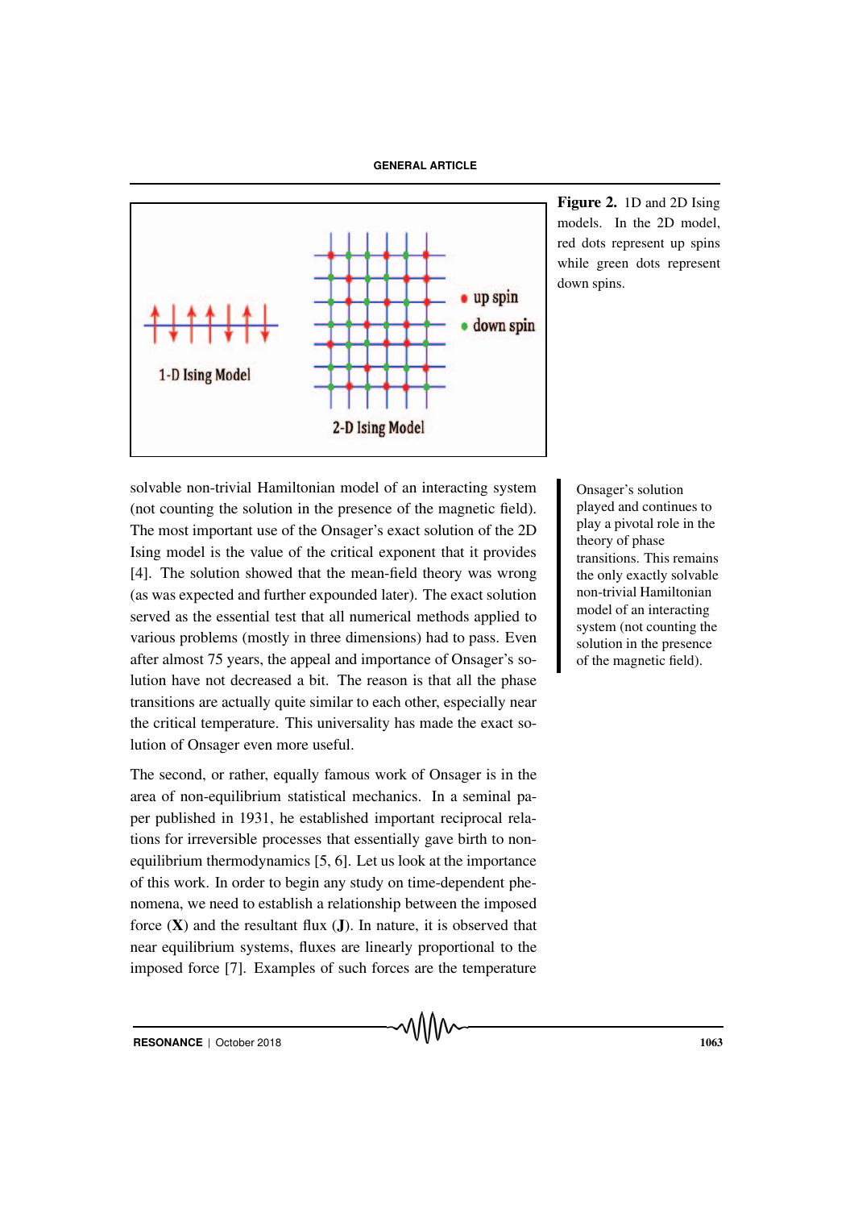**Figure 2.** 1D and 2D Ising models. In the 2D model, red dots represent up spins while green dots represent down spins.

solvable non-trivial Hamiltonian model of an interacting system (not counting the solution in the presence of the magnetic field). The most important use of the Onsager's exact solution of the 2D Ising model is the value of the critical exponent that it provides [4]. The solution showed that the mean-field theory was wrong (as was expected and further expounded later). The exact solution served as the essential test that all numerical methods applied to various problems (mostly in three dimensions) had to pass. Even after almost 75 years, the appeal and importance of Onsager's solution have not decreased a bit. The reason is that all the phase transitions are actually quite similar to each other, especially near the critical temperature. This universality has made the exact solution of Onsager even more useful.

> Onsager's solution played and continues to play a pivotal role in the theory of phase transitions. This remains the only exactly solvable non-trivial Hamiltonian model of an interacting system (not counting the solution in the presence of the magnetic field).

The second, or rather, equally famous work of Onsager is in the area of non-equilibrium statistical mechanics. In a seminal paper published in 1931, he established important reciprocal relations for irreversible processes that essentially gave birth to non-equilibrium thermodynamics [5, 6]. Let us look at the importance of this work. In order to begin any study on time-dependent phenomena, we need to establish a relationship between the imposed force (**X**) and the resultant flux (**J**). In nature, it is observed that near equilibrium systems, fluxes are linearly proportional to the imposed force [7]. Examples of such forces are the temperature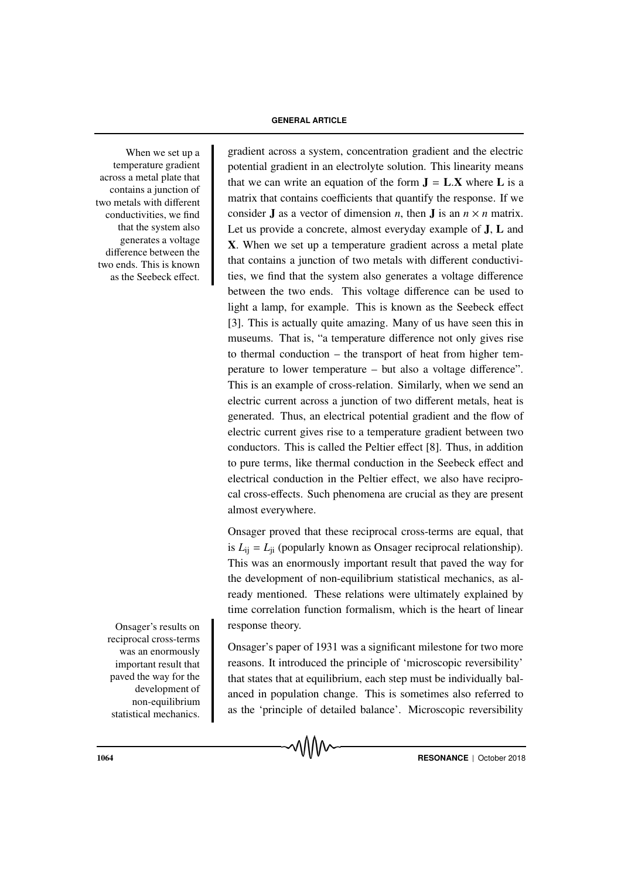gradient across a system, concentration gradient and the electric potential gradient in an electrolyte solution. This linearity means that we can write an equation of the form $\mathbf{J} = \mathbf{L}.\mathbf{X}$ where $\mathbf{L}$ is a matrix that contains coefficients that quantify the response. If we consider $\mathbf{J}$ as a vector of dimension $n$, then $\mathbf{J}$ is an $n \times n$ matrix. Let us provide a concrete, almost everyday example of $\mathbf{J}$, $\mathbf{L}$ and $\mathbf{X}$. When we set up a temperature gradient across a metal plate that contains a junction of two metals with different conductivities, we find that the system also generates a voltage difference between the two ends. This voltage difference can be used to light a lamp, for example. This is known as the Seebeck effect [3]. This is actually quite amazing. Many of us have seen this in museums. That is, "a temperature difference not only gives rise to thermal conduction – the transport of heat from higher temperature to lower temperature – but also a voltage difference". This is an example of cross-relation. Similarly, when we send an electric current across a junction of two different metals, heat is generated. Thus, an electrical potential gradient and the flow of electric current gives rise to a temperature gradient between two conductors. This is called the Peltier effect [8]. Thus, in addition to pure terms, like thermal conduction in the Seebeck effect and electrical conduction in the Peltier effect, we also have reciprocal cross-effects. Such phenomena are crucial as they are present almost everywhere.

When we set up a temperature gradient across a metal plate that contains a junction of two metals with different conductivities, we find that the system also generates a voltage difference between the two ends. This is known as the Seebeck effect.

Onsager proved that these reciprocal cross-terms are equal, that is $L_{\mathrm{ij}} = L_{\mathrm{ji}}$ (popularly known as Onsager reciprocal relationship). This was an enormously important result that paved the way for the development of non-equilibrium statistical mechanics, as already mentioned. These relations were ultimately explained by time correlation function formalism, which is the heart of linear response theory.

Onsager's results on reciprocal cross-terms was an enormously important result that paved the way for the development of non-equilibrium statistical mechanics.

Onsager's paper of 1931 was a significant milestone for two more reasons. It introduced the principle of 'microscopic reversibility' that states that at equilibrium, each step must be individually balanced in population change. This is sometimes also referred to as the 'principle of detailed balance'. Microscopic reversibility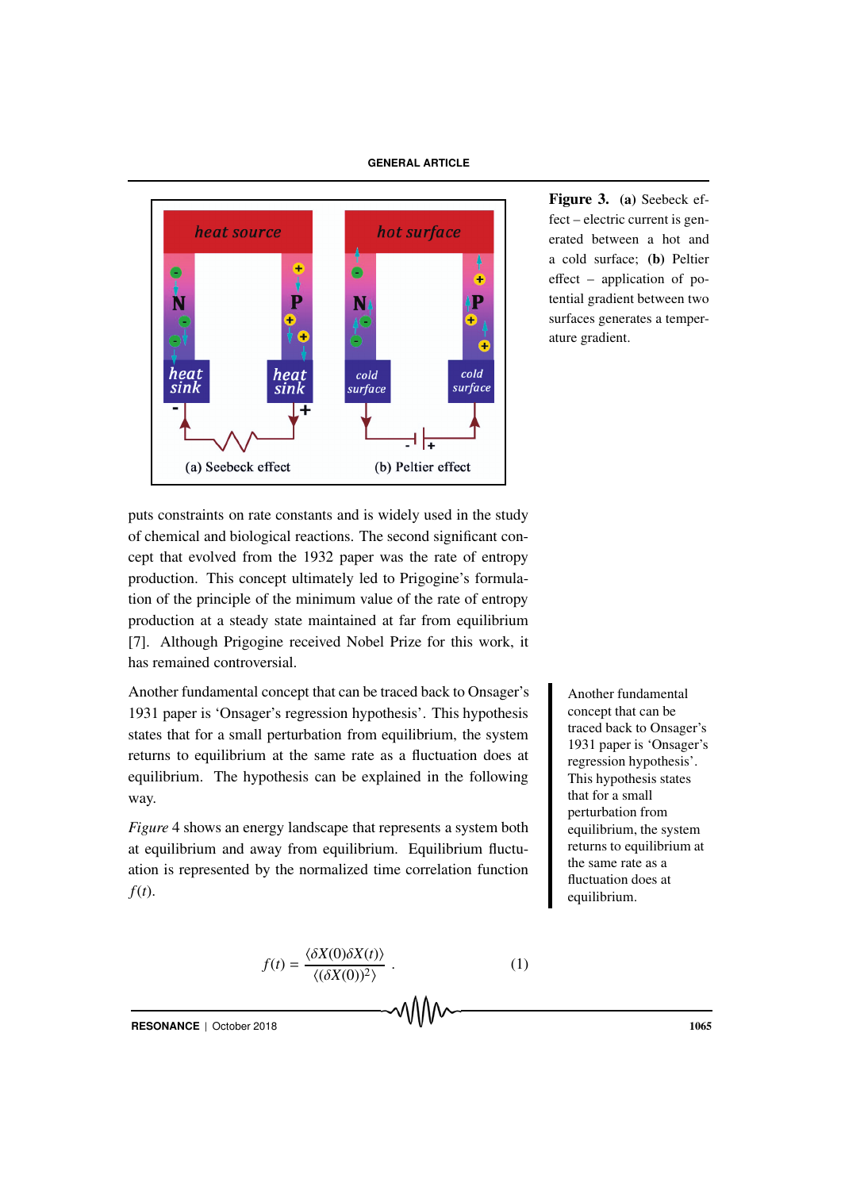**Figure 3.** **(a)** Seebeck effect – electric current is generated between a hot and a cold surface; **(b)** Peltier effect – application of potential gradient between two surfaces generates a temperature gradient.

puts constraints on rate constants and is widely used in the study of chemical and biological reactions. The second significant concept that evolved from the 1932 paper was the rate of entropy production. This concept ultimately led to Prigogine's formulation of the principle of the minimum value of the rate of entropy production at a steady state maintained at far from equilibrium [7]. Although Prigogine received Nobel Prize for this work, it has remained controversial.

Another fundamental concept that can be traced back to Onsager's 1931 paper is 'Onsager's regression hypothesis'. This hypothesis states that for a small perturbation from equilibrium, the system returns to equilibrium at the same rate as a fluctuation does at equilibrium. The hypothesis can be explained in the following way.

Another fundamental concept that can be traced back to Onsager's 1931 paper is 'Onsager's regression hypothesis'. This hypothesis states that for a small perturbation from equilibrium, the system returns to equilibrium at the same rate as a fluctuation does at equilibrium.

*Figure* 4 shows an energy landscape that represents a system both at equilibrium and away from equilibrium. Equilibrium fluctuation is represented by the normalized time correlation function $f(t)$.

$$f(t) = \frac{\langle \delta X(0) \delta X(t) \rangle}{\langle (\delta X(0))^2 \rangle} . \qquad (1)$$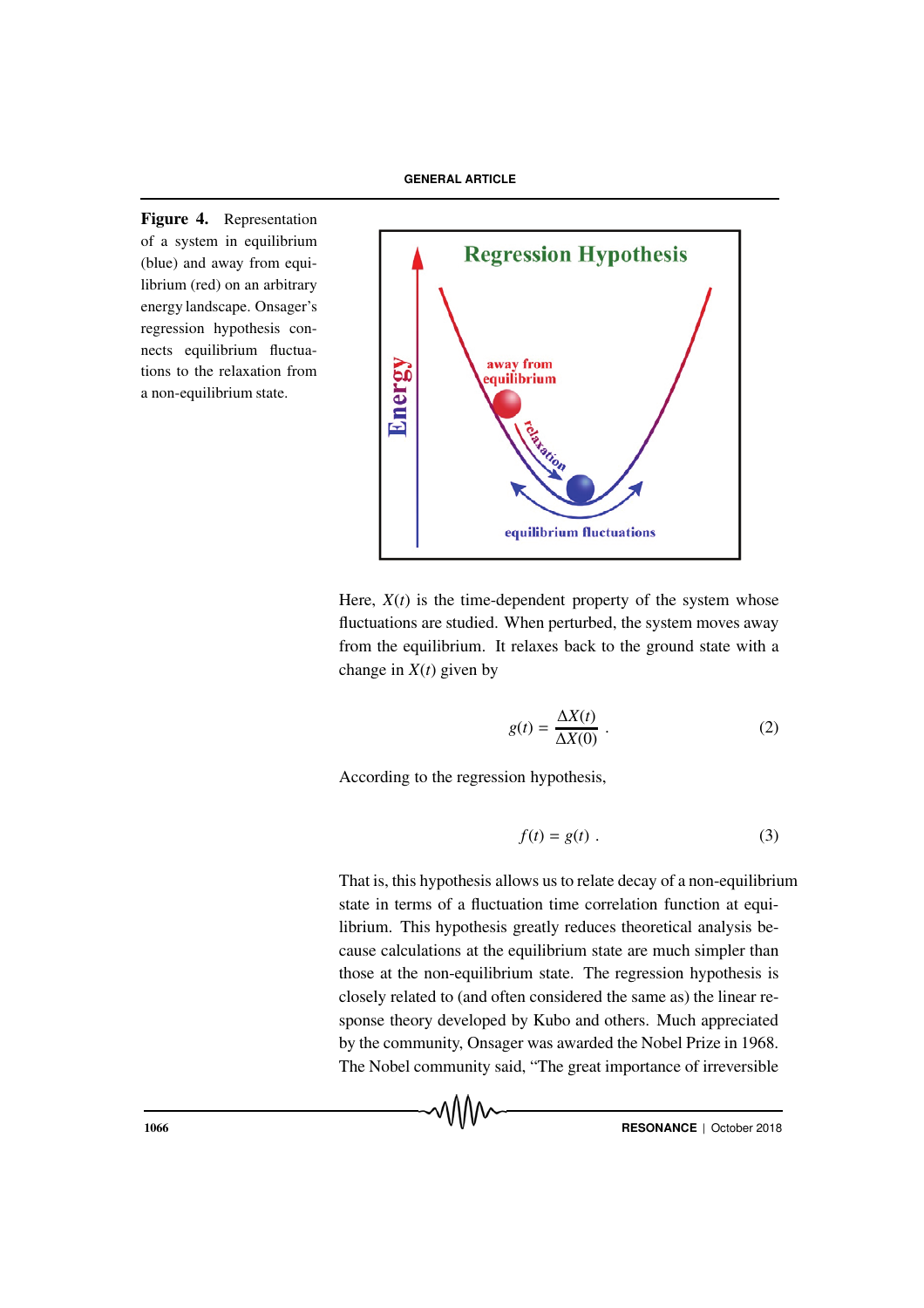**Figure 4.** Representation of a system in equilibrium (blue) and away from equilibrium (red) on an arbitrary energy landscape. Onsager's regression hypothesis connects equilibrium fluctuations to the relaxation from a non-equilibrium state.

Here, $X(t)$ is the time-dependent property of the system whose fluctuations are studied. When perturbed, the system moves away from the equilibrium. It relaxes back to the ground state with a change in $X(t)$ given by

$$g(t) = \frac{\Delta X(t)}{\Delta X(0)} \; . \tag{2}$$

According to the regression hypothesis,

$$f(t) = g(t) \; . \tag{3}$$

That is, this hypothesis allows us to relate decay of a non-equilibrium state in terms of a fluctuation time correlation function at equilibrium. This hypothesis greatly reduces theoretical analysis because calculations at the equilibrium state are much simpler than those at the non-equilibrium state. The regression hypothesis is closely related to (and often considered the same as) the linear response theory developed by Kubo and others. Much appreciated by the community, Onsager was awarded the Nobel Prize in 1968. The Nobel community said, "The great importance of irreversible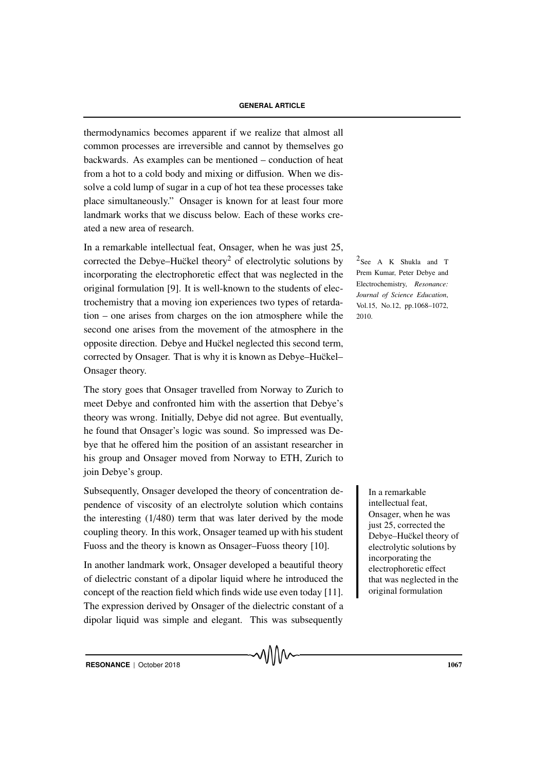thermodynamics becomes apparent if we realize that almost all common processes are irreversible and cannot by themselves go backwards. As examples can be mentioned – conduction of heat from a hot to a cold body and mixing or diffusion. When we dissolve a cold lump of sugar in a cup of hot tea these processes take place simultaneously." Onsager is known for at least four more landmark works that we discuss below. Each of these works created a new area of research.

In a remarkable intellectual feat, Onsager, when he was just 25, corrected the Debye–Hučkel theory[2] of electrolytic solutions by incorporating the electrophoretic effect that was neglected in the original formulation [9]. It is well-known to the students of electrochemistry that a moving ion experiences two types of retardation – one arises from charges on the ion atmosphere while the second one arises from the movement of the atmosphere in the opposite direction. Debye and Hučkel neglected this second term, corrected by Onsager. That is why it is known as Debye–Hučkel–Onsager theory.

[2] See A K Shukla and T Prem Kumar, Peter Debye and Electrochemistry, *Resonance: Journal of Science Education*, Vol.15, No.12, pp.1068–1072, 2010.

The story goes that Onsager travelled from Norway to Zurich to meet Debye and confronted him with the assertion that Debye's theory was wrong. Initially, Debye did not agree. But eventually, he found that Onsager's logic was sound. So impressed was Debye that he offered him the position of an assistant researcher in his group and Onsager moved from Norway to ETH, Zurich to join Debye's group.

Subsequently, Onsager developed the theory of concentration dependence of viscosity of an electrolyte solution which contains the interesting (1/480) term that was later derived by the mode coupling theory. In this work, Onsager teamed up with his student Fuoss and the theory is known as Onsager–Fuoss theory [10].

> In a remarkable intellectual feat, Onsager, when he was just 25, corrected the Debye–Hučkel theory of electrolytic solutions by incorporating the electrophoretic effect that was neglected in the original formulation

In another landmark work, Onsager developed a beautiful theory of dielectric constant of a dipolar liquid where he introduced the concept of the reaction field which finds wide use even today [11]. The expression derived by Onsager of the dielectric constant of a dipolar liquid was simple and elegant. This was subsequently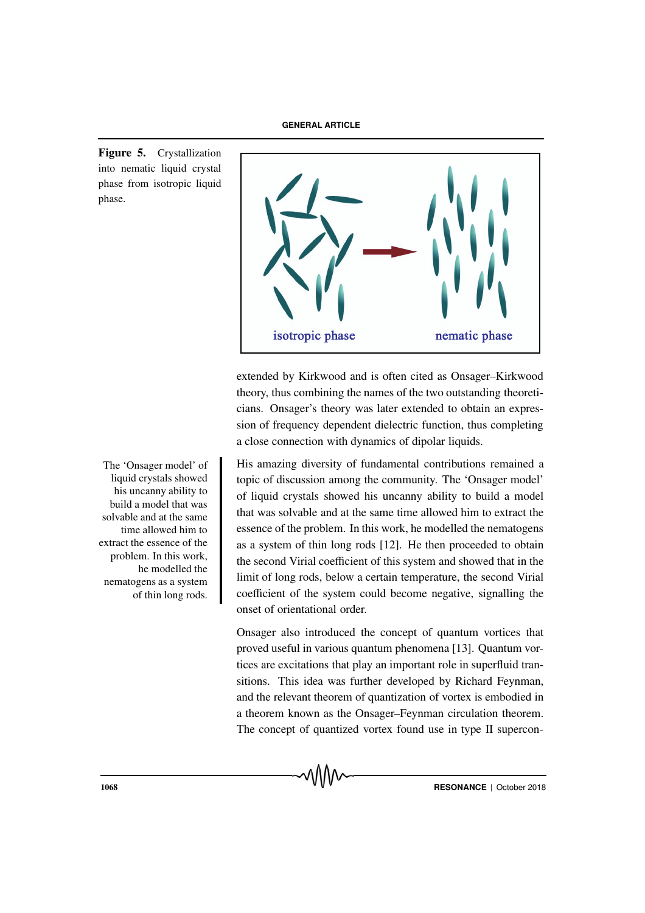**Figure 5.** Crystallization into nematic liquid crystal phase from isotropic liquid phase.

extended by Kirkwood and is often cited as Onsager–Kirkwood theory, thus combining the names of the two outstanding theoreticians. Onsager's theory was later extended to obtain an expression of frequency dependent dielectric function, thus completing a close connection with dynamics of dipolar liquids.

> The 'Onsager model' of liquid crystals showed his uncanny ability to build a model that was solvable and at the same time allowed him to extract the essence of the problem. In this work, he modelled the nematogens as a system of thin long rods.

His amazing diversity of fundamental contributions remained a topic of discussion among the community. The 'Onsager model' of liquid crystals showed his uncanny ability to build a model that was solvable and at the same time allowed him to extract the essence of the problem. In this work, he modelled the nematogens as a system of thin long rods [12]. He then proceeded to obtain the second Virial coefficient of this system and showed that in the limit of long rods, below a certain temperature, the second Virial coefficient of the system could become negative, signalling the onset of orientational order.

Onsager also introduced the concept of quantum vortices that proved useful in various quantum phenomena [13]. Quantum vortices are excitations that play an important role in superfluid transitions. This idea was further developed by Richard Feynman, and the relevant theorem of quantization of vortex is embodied in a theorem known as the Onsager–Feynman circulation theorem. The concept of quantized vortex found use in type II supercon-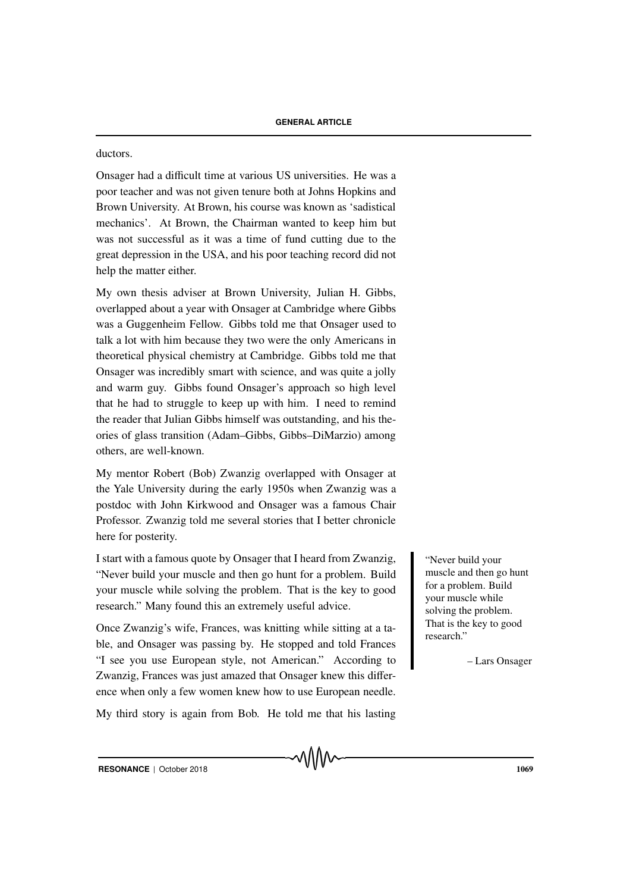ductors.

Onsager had a difficult time at various US universities. He was a poor teacher and was not given tenure both at Johns Hopkins and Brown University. At Brown, his course was known as 'sadistical mechanics'. At Brown, the Chairman wanted to keep him but was not successful as it was a time of fund cutting due to the great depression in the USA, and his poor teaching record did not help the matter either.

My own thesis adviser at Brown University, Julian H. Gibbs, overlapped about a year with Onsager at Cambridge where Gibbs was a Guggenheim Fellow. Gibbs told me that Onsager used to talk a lot with him because they two were the only Americans in theoretical physical chemistry at Cambridge. Gibbs told me that Onsager was incredibly smart with science, and was quite a jolly and warm guy. Gibbs found Onsager's approach so high level that he had to struggle to keep up with him. I need to remind the reader that Julian Gibbs himself was outstanding, and his theories of glass transition (Adam–Gibbs, Gibbs–DiMarzio) among others, are well-known.

My mentor Robert (Bob) Zwanzig overlapped with Onsager at the Yale University during the early 1950s when Zwanzig was a postdoc with John Kirkwood and Onsager was a famous Chair Professor. Zwanzig told me several stories that I better chronicle here for posterity.

I start with a famous quote by Onsager that I heard from Zwanzig, "Never build your muscle and then go hunt for a problem. Build your muscle while solving the problem. That is the key to good research." Many found this an extremely useful advice.

> "Never build your muscle and then go hunt for a problem. Build your muscle while solving the problem. That is the key to good research."
>
> – Lars Onsager

Once Zwanzig's wife, Frances, was knitting while sitting at a table, and Onsager was passing by. He stopped and told Frances "I see you use European style, not American." According to Zwanzig, Frances was just amazed that Onsager knew this difference when only a few women knew how to use European needle.

My third story is again from Bob. He told me that his lasting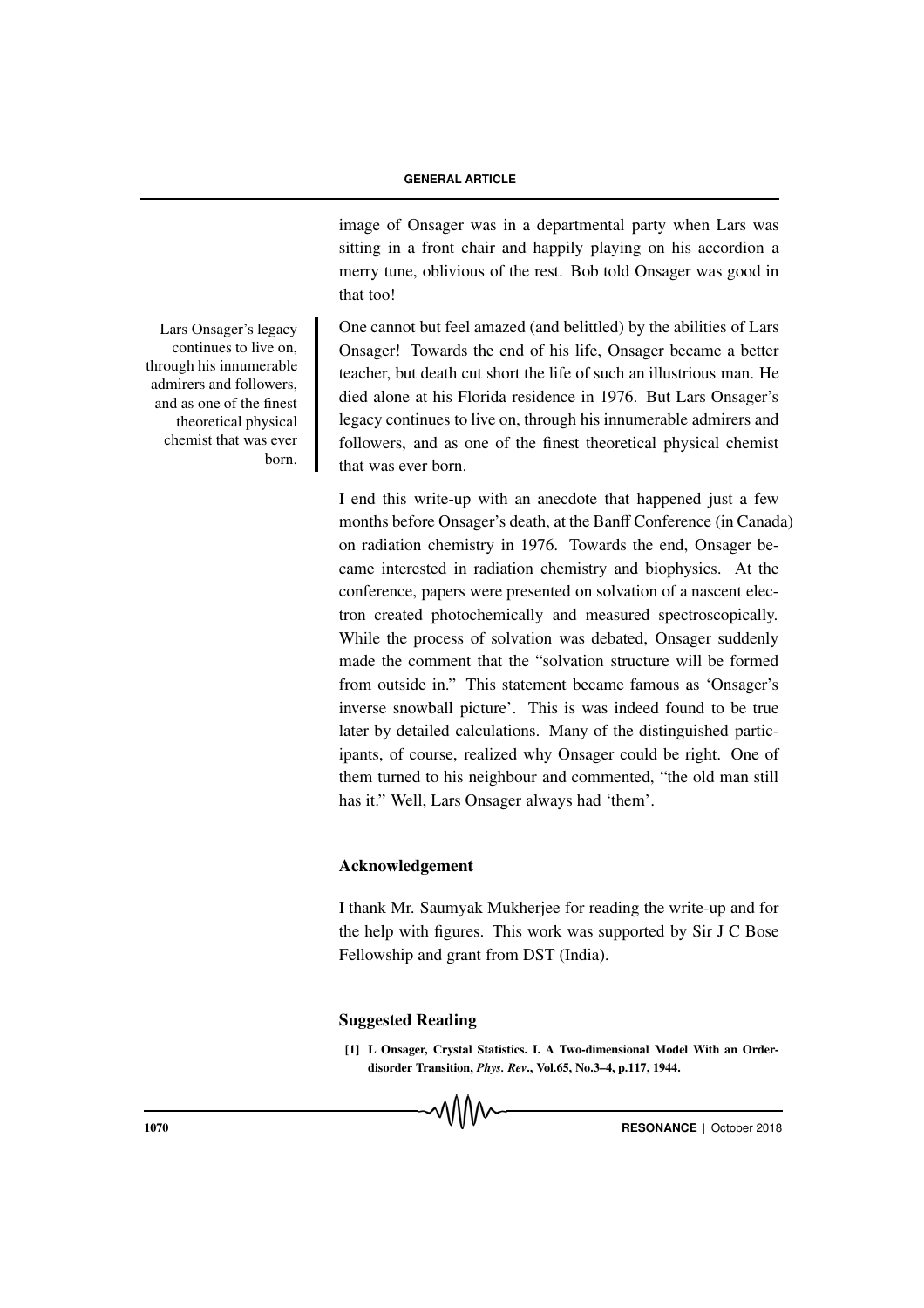image of Onsager was in a departmental party when Lars was sitting in a front chair and happily playing on his accordion a merry tune, oblivious of the rest. Bob told Onsager was good in that too!

Lars Onsager's legacy continues to live on, through his innumerable admirers and followers, and as one of the finest theoretical physical chemist that was ever born.

One cannot but feel amazed (and belittled) by the abilities of Lars Onsager! Towards the end of his life, Onsager became a better teacher, but death cut short the life of such an illustrious man. He died alone at his Florida residence in 1976. But Lars Onsager's legacy continues to live on, through his innumerable admirers and followers, and as one of the finest theoretical physical chemist that was ever born.

I end this write-up with an anecdote that happened just a few months before Onsager's death, at the Banff Conference (in Canada) on radiation chemistry in 1976. Towards the end, Onsager became interested in radiation chemistry and biophysics. At the conference, papers were presented on solvation of a nascent electron created photochemically and measured spectroscopically. While the process of solvation was debated, Onsager suddenly made the comment that the "solvation structure will be formed from outside in." This statement became famous as 'Onsager's inverse snowball picture'. This is was indeed found to be true later by detailed calculations. Many of the distinguished participants, of course, realized why Onsager could be right. One of them turned to his neighbour and commented, "the old man still has it." Well, Lars Onsager always had 'them'.

## Acknowledgement

I thank Mr. Saumyak Mukherjee for reading the write-up and for the help with figures. This work was supported by Sir J C Bose Fellowship and grant from DST (India).

## Suggested Reading

**[1] L Onsager, Crystal Statistics. I. A Two-dimensional Model With an Order-disorder Transition, *Phys. Rev*., Vol.65, No.3–4, p.117, 1944.**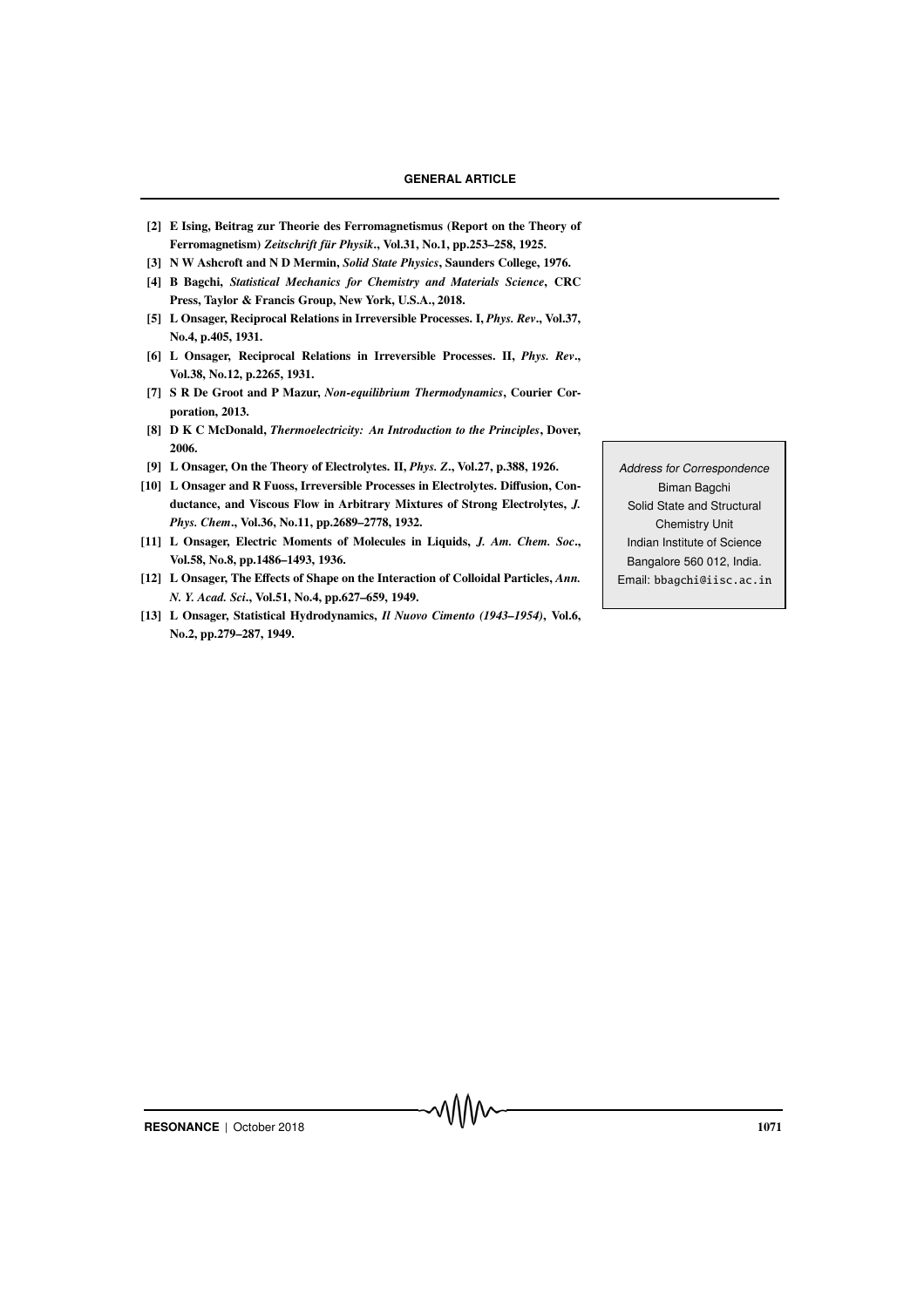- [2] E Ising, Beitrag zur Theorie des Ferromagnetismus (Report on the Theory of Ferromagnetism) *Zeitschrift für Physik*., Vol.31, No.1, pp.253–258, 1925.
- [3] N W Ashcroft and N D Mermin, *Solid State Physics*, Saunders College, 1976.
- [4] B Bagchi, *Statistical Mechanics for Chemistry and Materials Science*, CRC Press, Taylor & Francis Group, New York, U.S.A., 2018.
- [5] L Onsager, Reciprocal Relations in Irreversible Processes. I, *Phys. Rev*., Vol.37, No.4, p.405, 1931.
- [6] L Onsager, Reciprocal Relations in Irreversible Processes. II, *Phys. Rev*., Vol.38, No.12, p.2265, 1931.
- [7] S R De Groot and P Mazur, *Non-equilibrium Thermodynamics*, Courier Corporation, 2013.
- [8] D K C McDonald, *Thermoelectricity: An Introduction to the Principles*, Dover, 2006.
- [9] L Onsager, On the Theory of Electrolytes. II, *Phys. Z*., Vol.27, p.388, 1926.
- [10] L Onsager and R Fuoss, Irreversible Processes in Electrolytes. Diffusion, Conductance, and Viscous Flow in Arbitrary Mixtures of Strong Electrolytes, *J. Phys. Chem*., Vol.36, No.11, pp.2689–2778, 1932.
- [11] L Onsager, Electric Moments of Molecules in Liquids, *J. Am. Chem. Soc*., Vol.58, No.8, pp.1486–1493, 1936.
- [12] L Onsager, The Effects of Shape on the Interaction of Colloidal Particles, *Ann. N. Y. Acad. Sci*., Vol.51, No.4, pp.627–659, 1949.
- [13] L Onsager, Statistical Hydrodynamics, *Il Nuovo Cimento (1943–1954)*, Vol.6, No.2, pp.279–287, 1949.

*Address for Correspondence*
Biman Bagchi
Solid State and Structural Chemistry Unit
Indian Institute of Science
Bangalore 560 012, India.
Email: bbagchi@iisc.ac.in